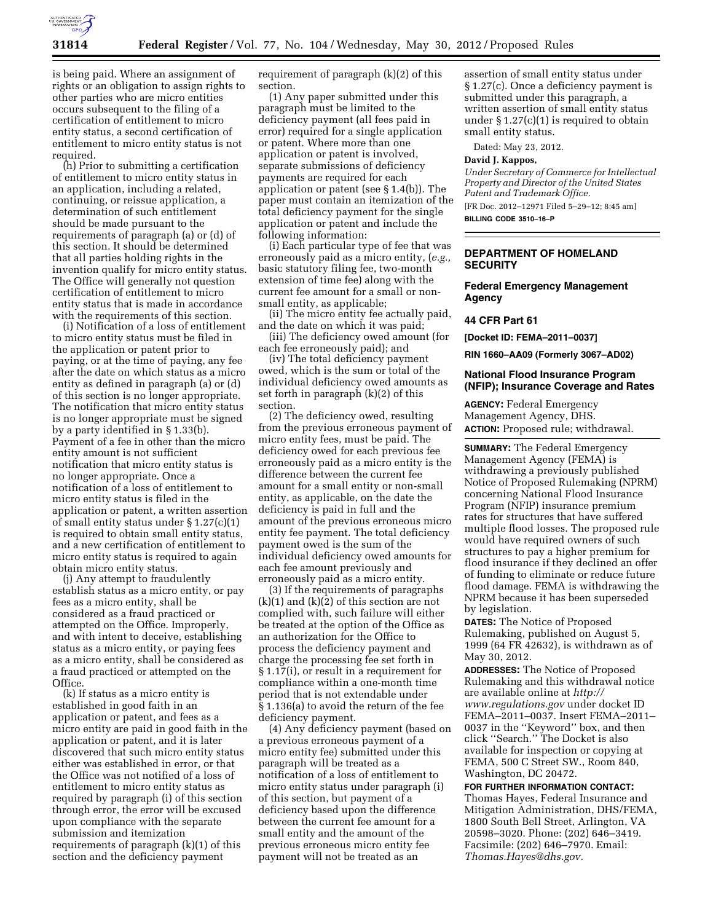is being paid. Where an assignment of rights or an obligation to assign rights to other parties who are micro entities occurs subsequent to the filing of a certification of entitlement to micro entity status, a second certification of entitlement to micro entity status is not required.

(h) Prior to submitting a certification of entitlement to micro entity status in an application, including a related, continuing, or reissue application, a determination of such entitlement should be made pursuant to the requirements of paragraph (a) or (d) of this section. It should be determined that all parties holding rights in the invention qualify for micro entity status. The Office will generally not question certification of entitlement to micro entity status that is made in accordance with the requirements of this section.

(i) Notification of a loss of entitlement to micro entity status must be filed in the application or patent prior to paying, or at the time of paying, any fee after the date on which status as a micro entity as defined in paragraph (a) or (d) of this section is no longer appropriate. The notification that micro entity status is no longer appropriate must be signed by a party identified in § 1.33(b). Payment of a fee in other than the micro entity amount is not sufficient notification that micro entity status is no longer appropriate. Once a notification of a loss of entitlement to micro entity status is filed in the application or patent, a written assertion of small entity status under § 1.27(c)(1) is required to obtain small entity status, and a new certification of entitlement to micro entity status is required to again obtain micro entity status.

(j) Any attempt to fraudulently establish status as a micro entity, or pay fees as a micro entity, shall be considered as a fraud practiced or attempted on the Office. Improperly, and with intent to deceive, establishing status as a micro entity, or paying fees as a micro entity, shall be considered as a fraud practiced or attempted on the Office.

(k) If status as a micro entity is established in good faith in an application or patent, and fees as a micro entity are paid in good faith in the application or patent, and it is later discovered that such micro entity status either was established in error, or that the Office was not notified of a loss of entitlement to micro entity status as required by paragraph (i) of this section through error, the error will be excused upon compliance with the separate submission and itemization requirements of paragraph (k)(1) of this section and the deficiency payment requirement of paragraph (k)(2) of this section.

(1) Any paper submitted under this paragraph must be limited to the deficiency payment (all fees paid in error) required for a single application or patent. Where more than one application or patent is involved, separate submissions of deficiency payments are required for each application or patent (see § 1.4(b)). The paper must contain an itemization of the total deficiency payment for the single application or patent and include the following information:

(i) Each particular type of fee that was erroneously paid as a micro entity, (*e.g.,* basic statutory filing fee, two-month extension of time fee) along with the current fee amount for a small or non-small entity, as applicable;

(ii) The micro entity fee actually paid, and the date on which it was paid;

(iii) The deficiency owed amount (for each fee erroneously paid); and

(iv) The total deficiency payment owed, which is the sum or total of the individual deficiency owed amounts as set forth in paragraph (k)(2) of this section.

(2) The deficiency owed, resulting from the previous erroneous payment of micro entity fees, must be paid. The deficiency owed for each previous fee erroneously paid as a micro entity is the difference between the current fee amount for a small entity or non-small entity, as applicable, on the date the deficiency is paid in full and the amount of the previous erroneous micro entity fee payment. The total deficiency payment owed is the sum of the individual deficiency owed amounts for each fee amount previously and erroneously paid as a micro entity.

(3) If the requirements of paragraphs (k)(1) and (k)(2) of this section are not complied with, such failure will either be treated at the option of the Office as an authorization for the Office to process the deficiency payment and charge the processing fee set forth in § 1.17(i), or result in a requirement for compliance within a one-month time period that is not extendable under § 1.136(a) to avoid the return of the fee deficiency payment.

(4) Any deficiency payment (based on a previous erroneous payment of a micro entity fee) submitted under this paragraph will be treated as a notification of a loss of entitlement to micro entity status under paragraph (i) of this section, but payment of a deficiency based upon the difference between the current fee amount for a small entity and the amount of the previous erroneous micro entity fee payment will not be treated as an assertion of small entity status under § 1.27(c). Once a deficiency payment is submitted under this paragraph, a written assertion of small entity status under § 1.27(c)(1) is required to obtain small entity status.

Dated: May 23, 2012.

**David J. Kappos,**

*Under Secretary of Commerce for Intellectual Property and Director of the United States Patent and Trademark Office.*

[FR Doc. 2012–12971 Filed 5–29–12; 8:45 am]

**BILLING CODE 3510–16–P**

## DEPARTMENT OF HOMELAND SECURITY

### Federal Emergency Management Agency

### 44 CFR Part 61

**[Docket ID: FEMA–2011–0037]**

**RIN 1660–AA09 (Formerly 3067–AD02)**

### National Flood Insurance Program (NFIP); Insurance Coverage and Rates

**AGENCY:** Federal Emergency Management Agency, DHS.

**ACTION:** Proposed rule; withdrawal.

**SUMMARY:** The Federal Emergency Management Agency (FEMA) is withdrawing a previously published Notice of Proposed Rulemaking (NPRM) concerning National Flood Insurance Program (NFIP) insurance premium rates for structures that have suffered multiple flood losses. The proposed rule would have required owners of such structures to pay a higher premium for flood insurance if they declined an offer of funding to eliminate or reduce future flood damage. FEMA is withdrawing the NPRM because it has been superseded by legislation.

**DATES:** The Notice of Proposed Rulemaking, published on August 5, 1999 (64 FR 42632), is withdrawn as of May 30, 2012.

**ADDRESSES:** The Notice of Proposed Rulemaking and this withdrawal notice are available online at *http://www.regulations.gov* under docket ID FEMA–2011–0037. Insert FEMA–2011–0037 in the ''Keyword'' box, and then click ''Search.'' The Docket is also available for inspection or copying at FEMA, 500 C Street SW., Room 840, Washington, DC 20472.

**FOR FURTHER INFORMATION CONTACT:** Thomas Hayes, Federal Insurance and Mitigation Administration, DHS/FEMA, 1800 South Bell Street, Arlington, VA 20598–3020. Phone: (202) 646–3419. Facsimile: (202) 646–7970. Email: *Thomas.Hayes@dhs.gov.*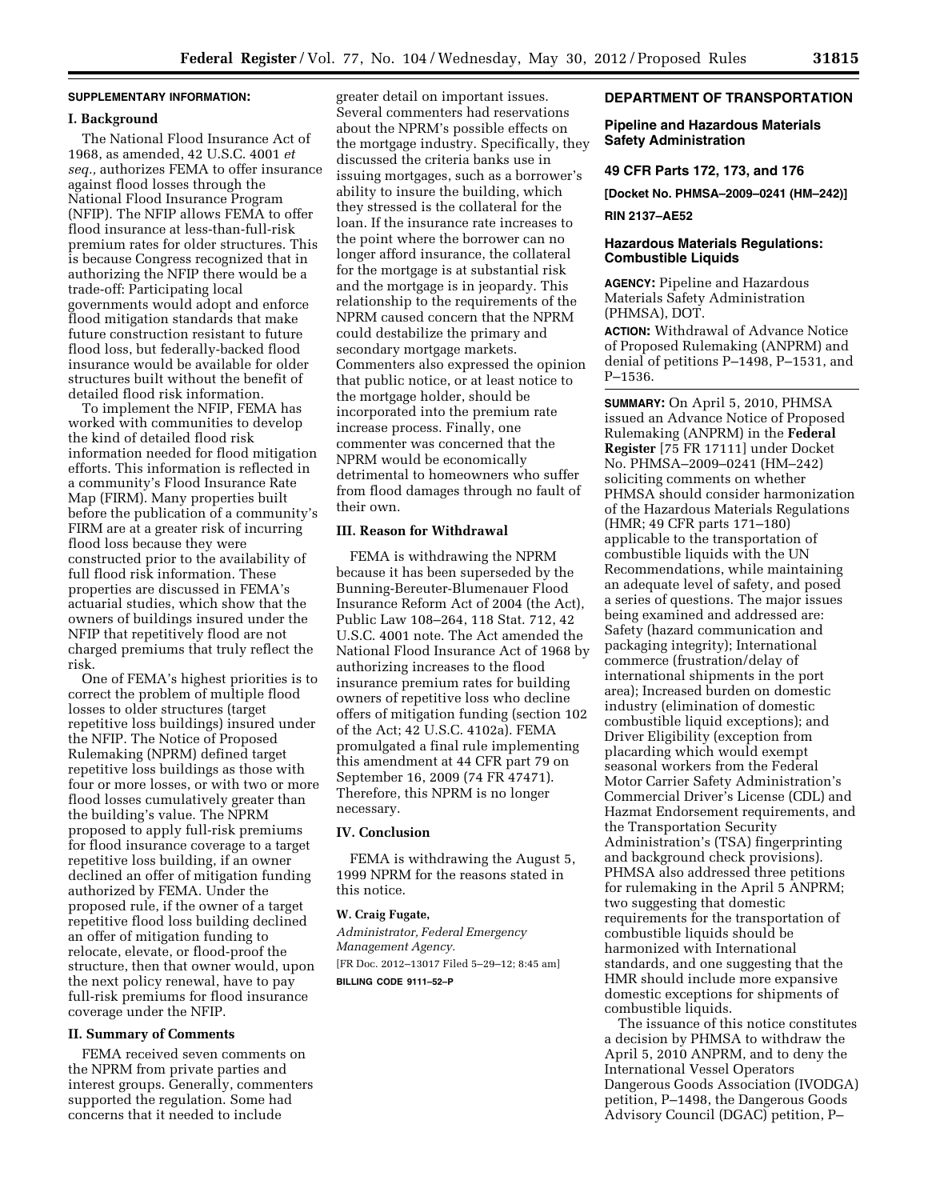**SUPPLEMENTARY INFORMATION:**

## I. Background

The National Flood Insurance Act of 1968, as amended, 42 U.S.C. 4001 *et seq.,* authorizes FEMA to offer insurance against flood losses through the National Flood Insurance Program (NFIP). The NFIP allows FEMA to offer flood insurance at less-than-full-risk premium rates for older structures. This is because Congress recognized that in authorizing the NFIP there would be a trade-off: Participating local governments would adopt and enforce flood mitigation standards that make future construction resistant to future flood loss, but federally-backed flood insurance would be available for older structures built without the benefit of detailed flood risk information.

To implement the NFIP, FEMA has worked with communities to develop the kind of detailed flood risk information needed for flood mitigation efforts. This information is reflected in a community's Flood Insurance Rate Map (FIRM). Many properties built before the publication of a community's FIRM are at a greater risk of incurring flood loss because they were constructed prior to the availability of full flood risk information. These properties are discussed in FEMA's actuarial studies, which show that the owners of buildings insured under the NFIP that repetitively flood are not charged premiums that truly reflect the risk.

One of FEMA's highest priorities is to correct the problem of multiple flood losses to older structures (target repetitive loss buildings) insured under the NFIP. The Notice of Proposed Rulemaking (NPRM) defined target repetitive loss buildings as those with four or more losses, or with two or more flood losses cumulatively greater than the building's value. The NPRM proposed to apply full-risk premiums for flood insurance coverage to a target repetitive loss building, if an owner declined an offer of mitigation funding authorized by FEMA. Under the proposed rule, if the owner of a target repetitive flood loss building declined an offer of mitigation funding to relocate, elevate, or flood-proof the structure, then that owner would, upon the next policy renewal, have to pay full-risk premiums for flood insurance coverage under the NFIP.

## II. Summary of Comments

FEMA received seven comments on the NPRM from private parties and interest groups. Generally, commenters supported the regulation. Some had concerns that it needed to include greater detail on important issues. Several commenters had reservations about the NPRM's possible effects on the mortgage industry. Specifically, they discussed the criteria banks use in issuing mortgages, such as a borrower's ability to insure the building, which they stressed is the collateral for the loan. If the insurance rate increases to the point where the borrower can no longer afford insurance, the collateral for the mortgage is at substantial risk and the mortgage is in jeopardy. This relationship to the requirements of the NPRM caused concern that the NPRM could destabilize the primary and secondary mortgage markets. Commenters also expressed the opinion that public notice, or at least notice to the mortgage holder, should be incorporated into the premium rate increase process. Finally, one commenter was concerned that the NPRM would be economically detrimental to homeowners who suffer from flood damages through no fault of their own.

## III. Reason for Withdrawal

FEMA is withdrawing the NPRM because it has been superseded by the Bunning-Bereuter-Blumenauer Flood Insurance Reform Act of 2004 (the Act), Public Law 108–264, 118 Stat. 712, 42 U.S.C. 4001 note. The Act amended the National Flood Insurance Act of 1968 by authorizing increases to the flood insurance premium rates for building owners of repetitive loss who decline offers of mitigation funding (section 102 of the Act; 42 U.S.C. 4102a). FEMA promulgated a final rule implementing this amendment at 44 CFR part 79 on September 16, 2009 (74 FR 47471). Therefore, this NPRM is no longer necessary.

## IV. Conclusion

FEMA is withdrawing the August 5, 1999 NPRM for the reasons stated in this notice.

**W. Craig Fugate,**

*Administrator, Federal Emergency Management Agency.*

[FR Doc. 2012–13017 Filed 5–29–12; 8:45 am]

**BILLING CODE 9111–52–P**

# DEPARTMENT OF TRANSPORTATION

## Pipeline and Hazardous Materials Safety Administration

### 49 CFR Parts 172, 173, and 176

**[Docket No. PHMSA–2009–0241 (HM–242)]**

**RIN 2137–AE52**

## Hazardous Materials Regulations: Combustible Liquids

**AGENCY:** Pipeline and Hazardous Materials Safety Administration (PHMSA), DOT.

**ACTION:** Withdrawal of Advance Notice of Proposed Rulemaking (ANPRM) and denial of petitions P–1498, P–1531, and P–1536.

**SUMMARY:** On April 5, 2010, PHMSA issued an Advance Notice of Proposed Rulemaking (ANPRM) in the **Federal Register** [75 FR 17111] under Docket No. PHMSA–2009–0241 (HM–242) soliciting comments on whether PHMSA should consider harmonization of the Hazardous Materials Regulations (HMR; 49 CFR parts 171–180) applicable to the transportation of combustible liquids with the UN Recommendations, while maintaining an adequate level of safety, and posed a series of questions. The major issues being examined and addressed are: Safety (hazard communication and packaging integrity); International commerce (frustration/delay of international shipments in the port area); Increased burden on domestic industry (elimination of domestic combustible liquid exceptions); and Driver Eligibility (exception from placarding which would exempt seasonal workers from the Federal Motor Carrier Safety Administration's Commercial Driver's License (CDL) and Hazmat Endorsement requirements, and the Transportation Security Administration's (TSA) fingerprinting and background check provisions). PHMSA also addressed three petitions for rulemaking in the April 5 ANPRM; two suggesting that domestic requirements for the transportation of combustible liquids should be harmonized with International standards, and one suggesting that the HMR should include more expansive domestic exceptions for shipments of combustible liquids.

The issuance of this notice constitutes a decision by PHMSA to withdraw the April 5, 2010 ANPRM, and to deny the International Vessel Operators Dangerous Goods Association (IVODGA) petition, P–1498, the Dangerous Goods Advisory Council (DGAC) petition, P–